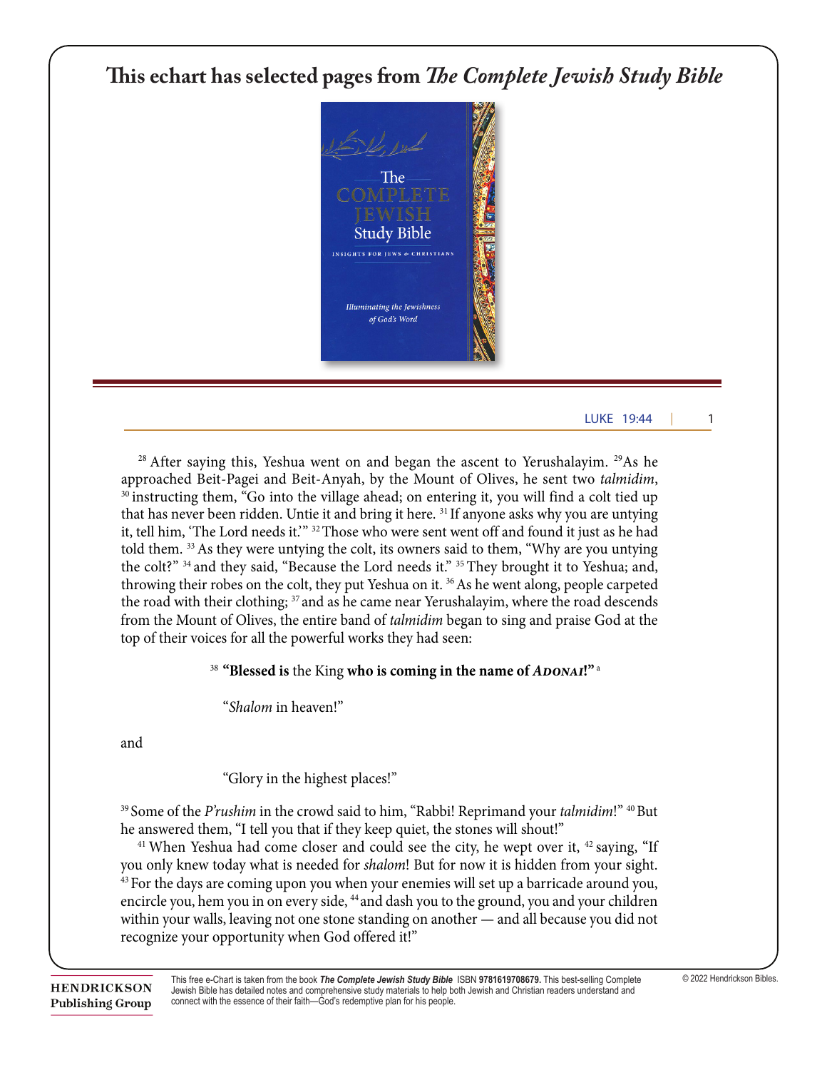# This echart has selected pages from *The Complete Jewish Study Bible*

[28] After saying this, Yeshua went on and began the ascent to Yerushalayim. [29] As he approached Beit-Pagei and Beit-Anyah, by the Mount of Olives, he sent two *talmidim*, [30] instructing them, "Go into the village ahead; on entering it, you will find a colt tied up that has never been ridden. Untie it and bring it here. [31] If anyone asks why you are untying it, tell him, 'The Lord needs it.'" [32] Those who were sent went off and found it just as he had told them. [33] As they were untying the colt, its owners said to them, "Why are you untying the colt?" [34] and they said, "Because the Lord needs it." [35] They brought it to Yeshua; and, throwing their robes on the colt, they put Yeshua on it. [36] As he went along, people carpeted the road with their clothing; [37] and as he came near Yerushalayim, where the road descends from the Mount of Olives, the entire band of *talmidim* began to sing and praise God at the top of their voices for all the powerful works they had seen:

> [38] **"Blessed is** the King **who is coming in the name of *ADONAI*!"** [a]
>
> "*Shalom* in heaven!"

and

> "Glory in the highest places!"

[39] Some of the *P'rushim* in the crowd said to him, "Rabbi! Reprimand your *talmidim*!" [40] But he answered them, "I tell you that if they keep quiet, the stones will shout!"

[41] When Yeshua had come closer and could see the city, he wept over it, [42] saying, "If you only knew today what is needed for *shalom*! But for now it is hidden from your sight. [43] For the days are coming upon you when your enemies will set up a barricade around you, encircle you, hem you in on every side, [44] and dash you to the ground, you and your children within your walls, leaving not one stone standing on another — and all because you did not recognize your opportunity when God offered it!"

HENDRICKSON Publishing Group

This free e-Chart is taken from the book ***The Complete Jewish Study Bible*** ISBN **9781619708679.** This best-selling Complete Jewish Bible has detailed notes and comprehensive study materials to help both Jewish and Christian readers understand and connect with the essence of their faith—God's redemptive plan for his people.

© 2022 Hendrickson Bibles.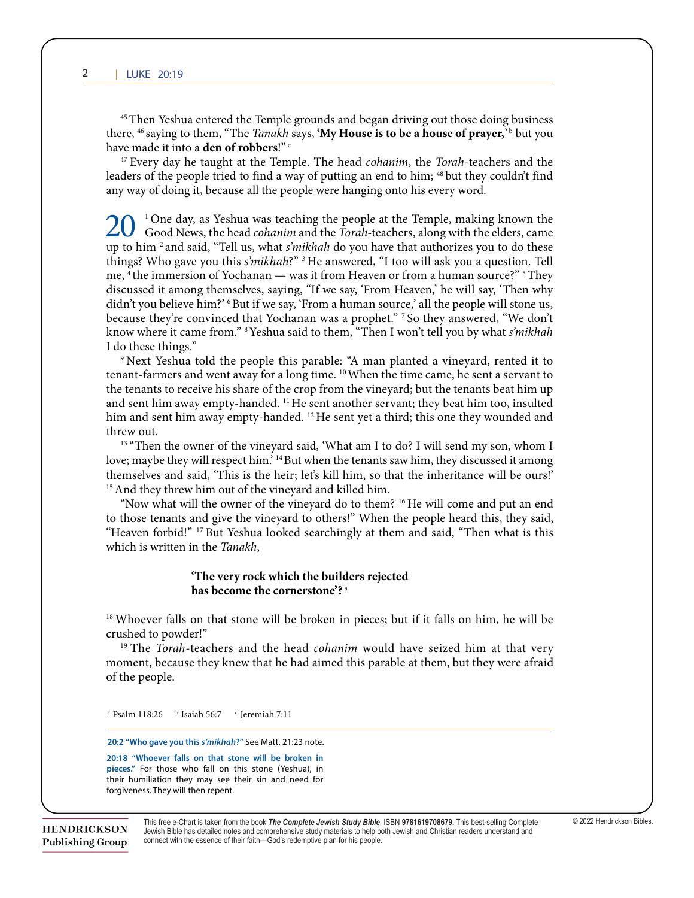[45] Then Yeshua entered the Temple grounds and began driving out those doing business there, [46] saying to them, "The *Tanakh* says, **'My House is to be a house of prayer,'** [b] but you have made it into a **den of robbers**!" [c]

[47] Every day he taught at the Temple. The head *cohanim*, the *Torah*-teachers and the leaders of the people tried to find a way of putting an end to him; [48] but they couldn't find any way of doing it, because all the people were hanging onto his every word.

## 20

[1] One day, as Yeshua was teaching the people at the Temple, making known the Good News, the head *cohanim* and the *Torah*-teachers, along with the elders, came up to him [2] and said, "Tell us, what *s'mikhah* do you have that authorizes you to do these things? Who gave you this *s'mikhah*?" [3] He answered, "I too will ask you a question. Tell me, [4] the immersion of Yochanan — was it from Heaven or from a human source?" [5] They discussed it among themselves, saying, "If we say, 'From Heaven,' he will say, 'Then why didn't you believe him?' [6] But if we say, 'From a human source,' all the people will stone us, because they're convinced that Yochanan was a prophet." [7] So they answered, "We don't know where it came from." [8] Yeshua said to them, "Then I won't tell you by what *s'mikhah* I do these things."

[9] Next Yeshua told the people this parable: "A man planted a vineyard, rented it to tenant-farmers and went away for a long time. [10] When the time came, he sent a servant to the tenants to receive his share of the crop from the vineyard; but the tenants beat him up and sent him away empty-handed. [11] He sent another servant; they beat him too, insulted him and sent him away empty-handed. [12] He sent yet a third; this one they wounded and threw out.

[13] "Then the owner of the vineyard said, 'What am I to do? I will send my son, whom I love; maybe they will respect him.' [14] But when the tenants saw him, they discussed it among themselves and said, 'This is the heir; let's kill him, so that the inheritance will be ours!' [15] And they threw him out of the vineyard and killed him.

"Now what will the owner of the vineyard do to them? [16] He will come and put an end to those tenants and give the vineyard to others!" When the people heard this, they said, "Heaven forbid!" [17] But Yeshua looked searchingly at them and said, "Then what is this which is written in the *Tanakh*,

> **'The very rock which the builders rejected**
> **has become the cornerstone'?** [a]

[18] Whoever falls on that stone will be broken in pieces; but if it falls on him, he will be crushed to powder!"

[19] The *Torah*-teachers and the head *cohanim* would have seized him at that very moment, because they knew that he had aimed this parable at them, but they were afraid of the people.

[a] Psalm 118:26 [b] Isaiah 56:7 [c] Jeremiah 7:11

---

**20:2 "Who gave you this *s'mikhah*?"** See Matt. 21:23 note.

**20:18 "Whoever falls on that stone will be broken in pieces."** For those who fall on this stone (Yeshua), in their humiliation they may see their sin and need for forgiveness. They will then repent.

**HENDRICKSON Publishing Group**

This free e-Chart is taken from the book ***The Complete Jewish Study Bible*** ISBN **9781619708679.** This best-selling Complete Jewish Bible has detailed notes and comprehensive study materials to help both Jewish and Christian readers understand and connect with the essence of their faith—God's redemptive plan for his people.

© 2022 Hendrickson Bibles.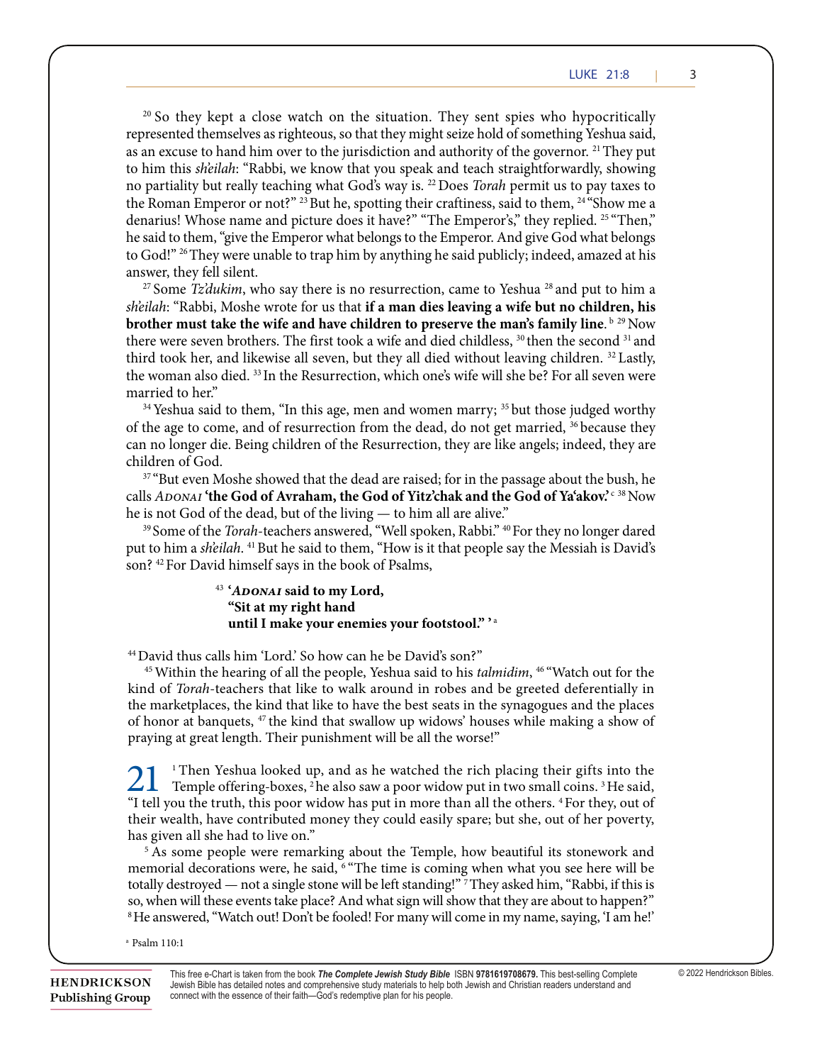[20] So they kept a close watch on the situation. They sent spies who hypocritically represented themselves as righteous, so that they might seize hold of something Yeshua said, as an excuse to hand him over to the jurisdiction and authority of the governor. [21] They put to him this *sh'eilah*: "Rabbi, we know that you speak and teach straightforwardly, showing no partiality but really teaching what God's way is. [22] Does *Torah* permit us to pay taxes to the Roman Emperor or not?" [23] But he, spotting their craftiness, said to them, [24] "Show me a denarius! Whose name and picture does it have?" "The Emperor's," they replied. [25] "Then," he said to them, "give the Emperor what belongs to the Emperor. And give God what belongs to God!" [26] They were unable to trap him by anything he said publicly; indeed, amazed at his answer, they fell silent.

[27] Some *Tz'dukim*, who say there is no resurrection, came to Yeshua [28] and put to him a *sh'eilah*: "Rabbi, Moshe wrote for us that **if a man dies leaving a wife but no children, his brother must take the wife and have children to preserve the man's family line**.[b] [29] Now there were seven brothers. The first took a wife and died childless, [30] then the second [31] and third took her, and likewise all seven, but they all died without leaving children. [32] Lastly, the woman also died. [33] In the Resurrection, which one's wife will she be? For all seven were married to her."

[34] Yeshua said to them, "In this age, men and women marry; [35] but those judged worthy of the age to come, and of resurrection from the dead, do not get married, [36] because they can no longer die. Being children of the Resurrection, they are like angels; indeed, they are children of God.

[37] "But even Moshe showed that the dead are raised; for in the passage about the bush, he calls *Adonai* **'the God of Avraham, the God of Yitz'chak and the God of Ya'akov.'**[c] [38] Now he is not God of the dead, but of the living — to him all are alive."

[39] Some of the *Torah*-teachers answered, "Well spoken, Rabbi." [40] For they no longer dared put to him a *sh'eilah*. [41] But he said to them, "How is it that people say the Messiah is David's son? [42] For David himself says in the book of Psalms,

> [43] **'*Adonai* said to my Lord,**
> **"Sit at my right hand**
> **until I make your enemies your footstool."'**[a]

[44] David thus calls him 'Lord.' So how can he be David's son?"

[45] Within the hearing of all the people, Yeshua said to his *talmidim*, [46] "Watch out for the kind of *Torah*-teachers that like to walk around in robes and be greeted deferentially in the marketplaces, the kind that like to have the best seats in the synagogues and the places of honor at banquets, [47] the kind that swallow up widows' houses while making a show of praying at great length. Their punishment will be all the worse!"

## 21

[1] Then Yeshua looked up, and as he watched the rich placing their gifts into the Temple offering-boxes, [2] he also saw a poor widow put in two small coins. [3] He said, "I tell you the truth, this poor widow has put in more than all the others. [4] For they, out of their wealth, have contributed money they could easily spare; but she, out of her poverty, has given all she had to live on."

[5] As some people were remarking about the Temple, how beautiful its stonework and memorial decorations were, he said, [6] "The time is coming when what you see here will be totally destroyed — not a single stone will be left standing!" [7] They asked him, "Rabbi, if this is so, when will these events take place? And what sign will show that they are about to happen?" [8] He answered, "Watch out! Don't be fooled! For many will come in my name, saying, 'I am he!'

[a] Psalm 110:1

This free e-Chart is taken from the book ***The Complete Jewish Study Bible*** ISBN **9781619708679.** This best-selling Complete Jewish Bible has detailed notes and comprehensive study materials to help both Jewish and Christian readers understand and connect with the essence of their faith—God's redemptive plan for his people.

© 2022 Hendrickson Bibles.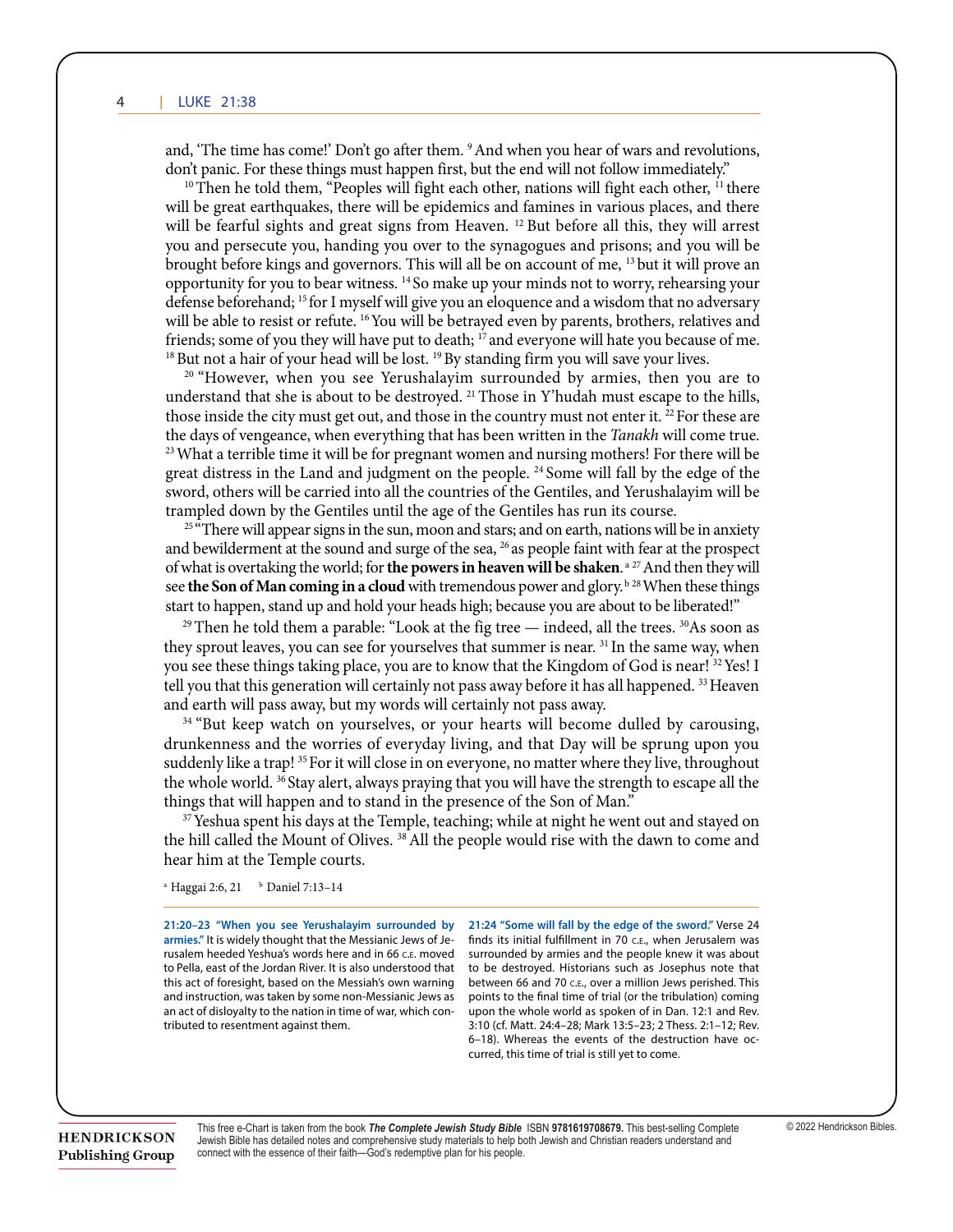and, 'The time has come!' Don't go after them. [9] And when you hear of wars and revolutions, don't panic. For these things must happen first, but the end will not follow immediately."

[10] Then he told them, "Peoples will fight each other, nations will fight each other, [11] there will be great earthquakes, there will be epidemics and famines in various places, and there will be fearful sights and great signs from Heaven. [12] But before all this, they will arrest you and persecute you, handing you over to the synagogues and prisons; and you will be brought before kings and governors. This will all be on account of me, [13] but it will prove an opportunity for you to bear witness. [14] So make up your minds not to worry, rehearsing your defense beforehand; [15] for I myself will give you an eloquence and a wisdom that no adversary will be able to resist or refute. [16] You will be betrayed even by parents, brothers, relatives and friends; some of you they will have put to death; [17] and everyone will hate you because of me. [18] But not a hair of your head will be lost. [19] By standing firm you will save your lives.

[20] "However, when you see Yerushalayim surrounded by armies, then you are to understand that she is about to be destroyed. [21] Those in Y'hudah must escape to the hills, those inside the city must get out, and those in the country must not enter it. [22] For these are the days of vengeance, when everything that has been written in the *Tanakh* will come true. [23] What a terrible time it will be for pregnant women and nursing mothers! For there will be great distress in the Land and judgment on the people. [24] Some will fall by the edge of the sword, others will be carried into all the countries of the Gentiles, and Yerushalayim will be trampled down by the Gentiles until the age of the Gentiles has run its course.

[25] "There will appear signs in the sun, moon and stars; and on earth, nations will be in anxiety and bewilderment at the sound and surge of the sea, [26] as people faint with fear at the prospect of what is overtaking the world; for **the powers in heaven will be shaken**.[a] [27] And then they will see **the Son of Man coming in a cloud** with tremendous power and glory.[b] [28] When these things start to happen, stand up and hold your heads high; because you are about to be liberated!"

[29] Then he told them a parable: "Look at the fig tree — indeed, all the trees. [30] As soon as they sprout leaves, you can see for yourselves that summer is near. [31] In the same way, when you see these things taking place, you are to know that the Kingdom of God is near! [32] Yes! I tell you that this generation will certainly not pass away before it has all happened. [33] Heaven and earth will pass away, but my words will certainly not pass away.

[34] "But keep watch on yourselves, or your hearts will become dulled by carousing, drunkenness and the worries of everyday living, and that Day will be sprung upon you suddenly like a trap! [35] For it will close in on everyone, no matter where they live, throughout the whole world. [36] Stay alert, always praying that you will have the strength to escape all the things that will happen and to stand in the presence of the Son of Man."

[37] Yeshua spent his days at the Temple, teaching; while at night he went out and stayed on the hill called the Mount of Olives. [38] All the people would rise with the dawn to come and hear him at the Temple courts.

[a] Haggai 2:6, 21 [b] Daniel 7:13–14

---

**21:20–23 "When you see Yerushalayim surrounded by armies."** It is widely thought that the Messianic Jews of Jerusalem heeded Yeshua's words here and in 66 C.E. moved to Pella, east of the Jordan River. It is also understood that this act of foresight, based on the Messiah's own warning and instruction, was taken by some non-Messianic Jews as an act of disloyalty to the nation in time of war, which contributed to resentment against them.

**21:24 "Some will fall by the edge of the sword."** Verse 24 finds its initial fulfillment in 70 C.E., when Jerusalem was surrounded by armies and the people knew it was about to be destroyed. Historians such as Josephus note that between 66 and 70 C.E., over a million Jews perished. This points to the final time of trial (or the tribulation) coming upon the whole world as spoken of in Dan. 12:1 and Rev. 3:10 (cf. Matt. 24:4–28; Mark 13:5–23; 2 Thess. 2:1–12; Rev. 6–18). Whereas the events of the destruction have occurred, this time of trial is still yet to come.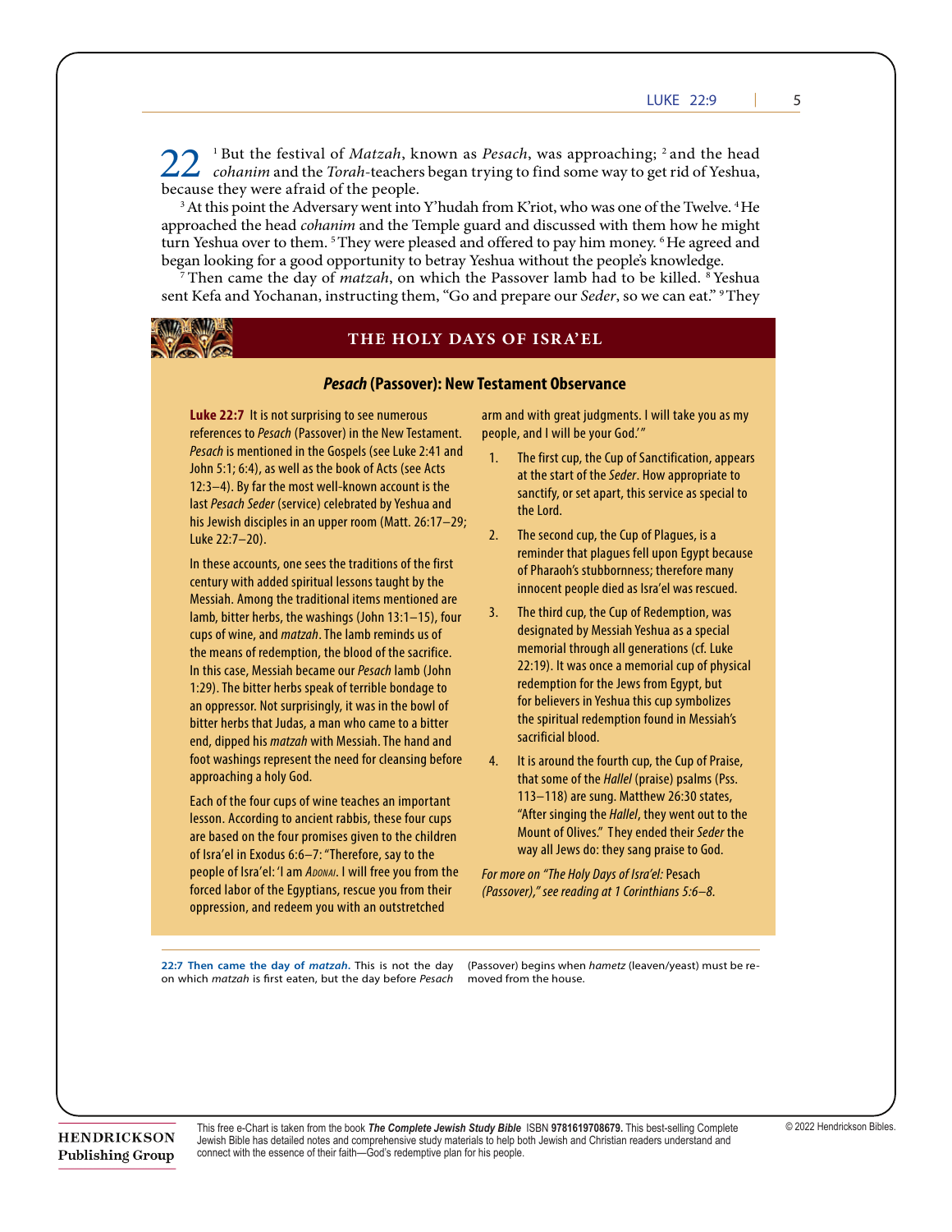**22** [1] But the festival of *Matzah*, known as *Pesach*, was approaching; [2] and the head *cohanim* and the *Torah*-teachers began trying to find some way to get rid of Yeshua, because they were afraid of the people.

[3] At this point the Adversary went into Y'hudah from K'riot, who was one of the Twelve. [4] He approached the head *cohanim* and the Temple guard and discussed with them how he might turn Yeshua over to them. [5] They were pleased and offered to pay him money. [6] He agreed and began looking for a good opportunity to betray Yeshua without the people's knowledge.

[7] Then came the day of *matzah*, on which the Passover lamb had to be killed. [8] Yeshua sent Kefa and Yochanan, instructing them, "Go and prepare our *Seder*, so we can eat." [9] They

## THE HOLY DAYS OF ISRA'EL

### *Pesach* (Passover): New Testament Observance

**Luke 22:7** It is not surprising to see numerous references to *Pesach* (Passover) in the New Testament. *Pesach* is mentioned in the Gospels (see Luke 2:41 and John 5:1; 6:4), as well as the book of Acts (see Acts 12:3–4). By far the most well-known account is the last *Pesach Seder* (service) celebrated by Yeshua and his Jewish disciples in an upper room (Matt. 26:17–29; Luke 22:7–20).

In these accounts, one sees the traditions of the first century with added spiritual lessons taught by the Messiah. Among the traditional items mentioned are lamb, bitter herbs, the washings (John 13:1–15), four cups of wine, and *matzah*. The lamb reminds us of the means of redemption, the blood of the sacrifice. In this case, Messiah became our *Pesach* lamb (John 1:29). The bitter herbs speak of terrible bondage to an oppressor. Not surprisingly, it was in the bowl of bitter herbs that Judas, a man who came to a bitter end, dipped his *matzah* with Messiah. The hand and foot washings represent the need for cleansing before approaching a holy God.

Each of the four cups of wine teaches an important lesson. According to ancient rabbis, these four cups are based on the four promises given to the children of Isra'el in Exodus 6:6–7: "Therefore, say to the people of Isra'el: 'I am ADONAI. I will free you from the forced labor of the Egyptians, rescue you from their oppression, and redeem you with an outstretched arm and with great judgments. I will take you as my people, and I will be your God.'"

1. The first cup, the Cup of Sanctification, appears at the start of the *Seder*. How appropriate to sanctify, or set apart, this service as special to the Lord.
2. The second cup, the Cup of Plagues, is a reminder that plagues fell upon Egypt because of Pharaoh's stubbornness; therefore many innocent people died as Isra'el was rescued.
3. The third cup, the Cup of Redemption, was designated by Messiah Yeshua as a special memorial through all generations (cf. Luke 22:19). It was once a memorial cup of physical redemption for the Jews from Egypt, but for believers in Yeshua this cup symbolizes the spiritual redemption found in Messiah's sacrificial blood.
4. It is around the fourth cup, the Cup of Praise, that some of the *Hallel* (praise) psalms (Pss. 113–118) are sung. Matthew 26:30 states, "After singing the *Hallel*, they went out to the Mount of Olives." They ended their *Seder* the way all Jews do: they sang praise to God.

*For more on "The Holy Days of Isra'el:* Pesach *(Passover)," see reading at 1 Corinthians 5:6–8.*

**22:7 Then came the day of *matzah*.** This is not the day on which *matzah* is first eaten, but the day before *Pesach* (Passover) begins when *hametz* (leaven/yeast) must be removed from the house.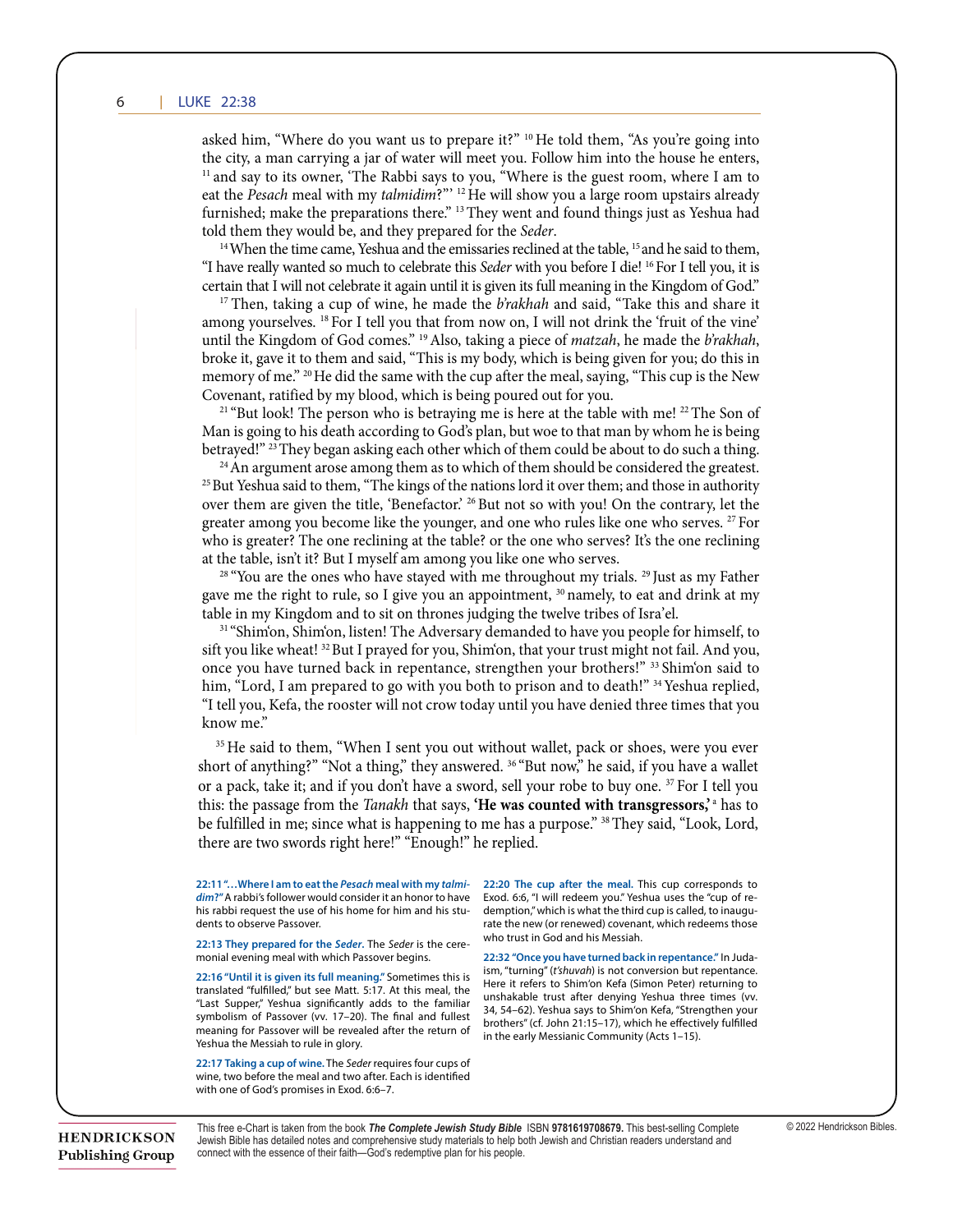asked him, "Where do you want us to prepare it?" [10] He told them, "As you're going into the city, a man carrying a jar of water will meet you. Follow him into the house he enters, [11] and say to its owner, 'The Rabbi says to you, "Where is the guest room, where I am to eat the *Pesach* meal with my *talmidim*?"' [12] He will show you a large room upstairs already furnished; make the preparations there." [13] They went and found things just as Yeshua had told them they would be, and they prepared for the *Seder*.

[14] When the time came, Yeshua and the emissaries reclined at the table, [15] and he said to them, "I have really wanted so much to celebrate this *Seder* with you before I die! [16] For I tell you, it is certain that I will not celebrate it again until it is given its full meaning in the Kingdom of God."

[17] Then, taking a cup of wine, he made the *b'rakhah* and said, "Take this and share it among yourselves. [18] For I tell you that from now on, I will not drink the 'fruit of the vine' until the Kingdom of God comes." [19] Also, taking a piece of *matzah*, he made the *b'rakhah*, broke it, gave it to them and said, "This is my body, which is being given for you; do this in memory of me." [20] He did the same with the cup after the meal, saying, "This cup is the New Covenant, ratified by my blood, which is being poured out for you.

[21] "But look! The person who is betraying me is here at the table with me! [22] The Son of Man is going to his death according to God's plan, but woe to that man by whom he is being betrayed!" [23] They began asking each other which of them could be about to do such a thing.

[24] An argument arose among them as to which of them should be considered the greatest. [25] But Yeshua said to them, "The kings of the nations lord it over them; and those in authority over them are given the title, 'Benefactor.' [26] But not so with you! On the contrary, let the greater among you become like the younger, and one who rules like one who serves. [27] For who is greater? The one reclining at the table? or the one who serves? It's the one reclining at the table, isn't it? But I myself am among you like one who serves.

[28] "You are the ones who have stayed with me throughout my trials. [29] Just as my Father gave me the right to rule, so I give you an appointment, [30] namely, to eat and drink at my table in my Kingdom and to sit on thrones judging the twelve tribes of Isra'el.

[31] "Shim'on, Shim'on, listen! The Adversary demanded to have you people for himself, to sift you like wheat! [32] But I prayed for you, Shim'on, that your trust might not fail. And you, once you have turned back in repentance, strengthen your brothers!" [33] Shim'on said to him, "Lord, I am prepared to go with you both to prison and to death!" [34] Yeshua replied, "I tell you, Kefa, the rooster will not crow today until you have denied three times that you know me."

[35] He said to them, "When I sent you out without wallet, pack or shoes, were you ever short of anything?" "Not a thing," they answered. [36] "But now," he said, if you have a wallet or a pack, take it; and if you don't have a sword, sell your robe to buy one. [37] For I tell you this: the passage from the *Tanakh* that says, **'He was counted with transgressors,'** [a] has to be fulfilled in me; since what is happening to me has a purpose." [38] They said, "Look, Lord, there are two swords right here!" "Enough!" he replied.

**22:11 "…Where I am to eat the *Pesach* meal with my *talmidim*?"** A rabbi's follower would consider it an honor to have his rabbi request the use of his home for him and his students to observe Passover.

**22:13 They prepared for the *Seder*.** The *Seder* is the ceremonial evening meal with which Passover begins.

**22:16 "Until it is given its full meaning."** Sometimes this is translated "fulfilled," but see Matt. 5:17. At this meal, the "Last Supper," Yeshua significantly adds to the familiar symbolism of Passover (vv. 17–20). The final and fullest meaning for Passover will be revealed after the return of Yeshua the Messiah to rule in glory.

**22:17 Taking a cup of wine.** The *Seder* requires four cups of wine, two before the meal and two after. Each is identified with one of God's promises in Exod. 6:6–7.

**22:20 The cup after the meal.** This cup corresponds to Exod. 6:6, "I will redeem you." Yeshua uses the "cup of redemption," which is what the third cup is called, to inaugurate the new (or renewed) covenant, which redeems those who trust in God and his Messiah.

**22:32 "Once you have turned back in repentance."** In Judaism, "turning" (*t'shuvah*) is not conversion but repentance. Here it refers to Shim'on Kefa (Simon Peter) returning to unshakable trust after denying Yeshua three times (vv. 34, 54–62). Yeshua says to Shim'on Kefa, "Strengthen your brothers" (cf. John 21:15–17), which he effectively fulfilled in the early Messianic Community (Acts 1–15).

This free e-Chart is taken from the book ***The Complete Jewish Study Bible*** ISBN **9781619708679.** This best-selling Complete Jewish Bible has detailed notes and comprehensive study materials to help both Jewish and Christian readers understand and connect with the essence of their faith—God's redemptive plan for his people.

© 2022 Hendrickson Bibles.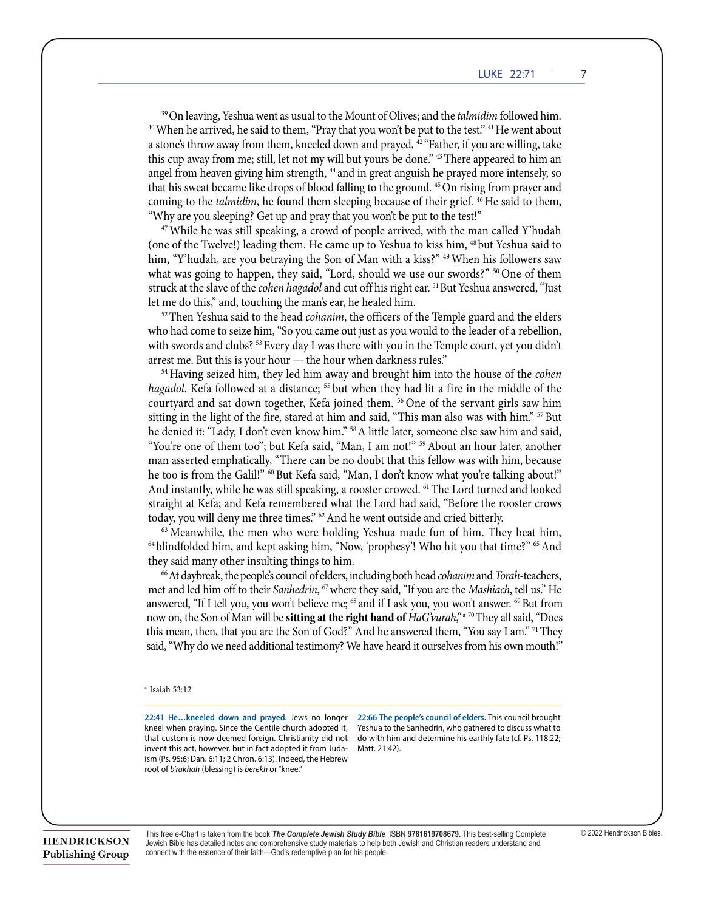[39] On leaving, Yeshua went as usual to the Mount of Olives; and the *talmidim* followed him. [40] When he arrived, he said to them, "Pray that you won't be put to the test." [41] He went about a stone's throw away from them, kneeled down and prayed, [42] "Father, if you are willing, take this cup away from me; still, let not my will but yours be done." [43] There appeared to him an angel from heaven giving him strength, [44] and in great anguish he prayed more intensely, so that his sweat became like drops of blood falling to the ground. [45] On rising from prayer and coming to the *talmidim*, he found them sleeping because of their grief. [46] He said to them, "Why are you sleeping? Get up and pray that you won't be put to the test!"

[47] While he was still speaking, a crowd of people arrived, with the man called Y'hudah (one of the Twelve!) leading them. He came up to Yeshua to kiss him, [48] but Yeshua said to him, "Y'hudah, are you betraying the Son of Man with a kiss?" [49] When his followers saw what was going to happen, they said, "Lord, should we use our swords?" [50] One of them struck at the slave of the *cohen hagadol* and cut off his right ear. [51] But Yeshua answered, "Just let me do this," and, touching the man's ear, he healed him.

[52] Then Yeshua said to the head *cohanim*, the officers of the Temple guard and the elders who had come to seize him, "So you came out just as you would to the leader of a rebellion, with swords and clubs? [53] Every day I was there with you in the Temple court, yet you didn't arrest me. But this is your hour — the hour when darkness rules."

[54] Having seized him, they led him away and brought him into the house of the *cohen hagadol*. Kefa followed at a distance; [55] but when they had lit a fire in the middle of the courtyard and sat down together, Kefa joined them. [56] One of the servant girls saw him sitting in the light of the fire, stared at him and said, "This man also was with him." [57] But he denied it: "Lady, I don't even know him." [58] A little later, someone else saw him and said, "You're one of them too"; but Kefa said, "Man, I am not!" [59] About an hour later, another man asserted emphatically, "There can be no doubt that this fellow was with him, because he too is from the Galil!" [60] But Kefa said, "Man, I don't know what you're talking about!" And instantly, while he was still speaking, a rooster crowed. [61] The Lord turned and looked straight at Kefa; and Kefa remembered what the Lord had said, "Before the rooster crows today, you will deny me three times." [62] And he went outside and cried bitterly.

[63] Meanwhile, the men who were holding Yeshua made fun of him. They beat him, [64] blindfolded him, and kept asking him, "Now, 'prophesy'! Who hit you that time?" [65] And they said many other insulting things to him.

[66] At daybreak, the people's council of elders, including both head *cohanim* and *Torah*-teachers, met and led him off to their *Sanhedrin*, [67] where they said, "If you are the *Mashiach*, tell us." He answered, "If I tell you, you won't believe me; [68] and if I ask you, you won't answer. [69] But from now on, the Son of Man will be **sitting at the right hand of** *HaG'vurah*,"[a] [70] They all said, "Does this mean, then, that you are the Son of God?" And he answered them, "You say I am." [71] They said, "Why do we need additional testimony? We have heard it ourselves from his own mouth!"

[a] Isaiah 53:12

**22:41 He…kneeled down and prayed.** Jews no longer kneel when praying. Since the Gentile church adopted it, that custom is now deemed foreign. Christianity did not invent this act, however, but in fact adopted it from Judaism (Ps. 95:6; Dan. 6:11; 2 Chron. 6:13). Indeed, the Hebrew root of *b'rakhah* (blessing) is *berekh* or "knee."

**22:66 The people's council of elders.** This council brought Yeshua to the Sanhedrin, who gathered to discuss what to do with him and determine his earthly fate (cf. Ps. 118:22; Matt. 21:42).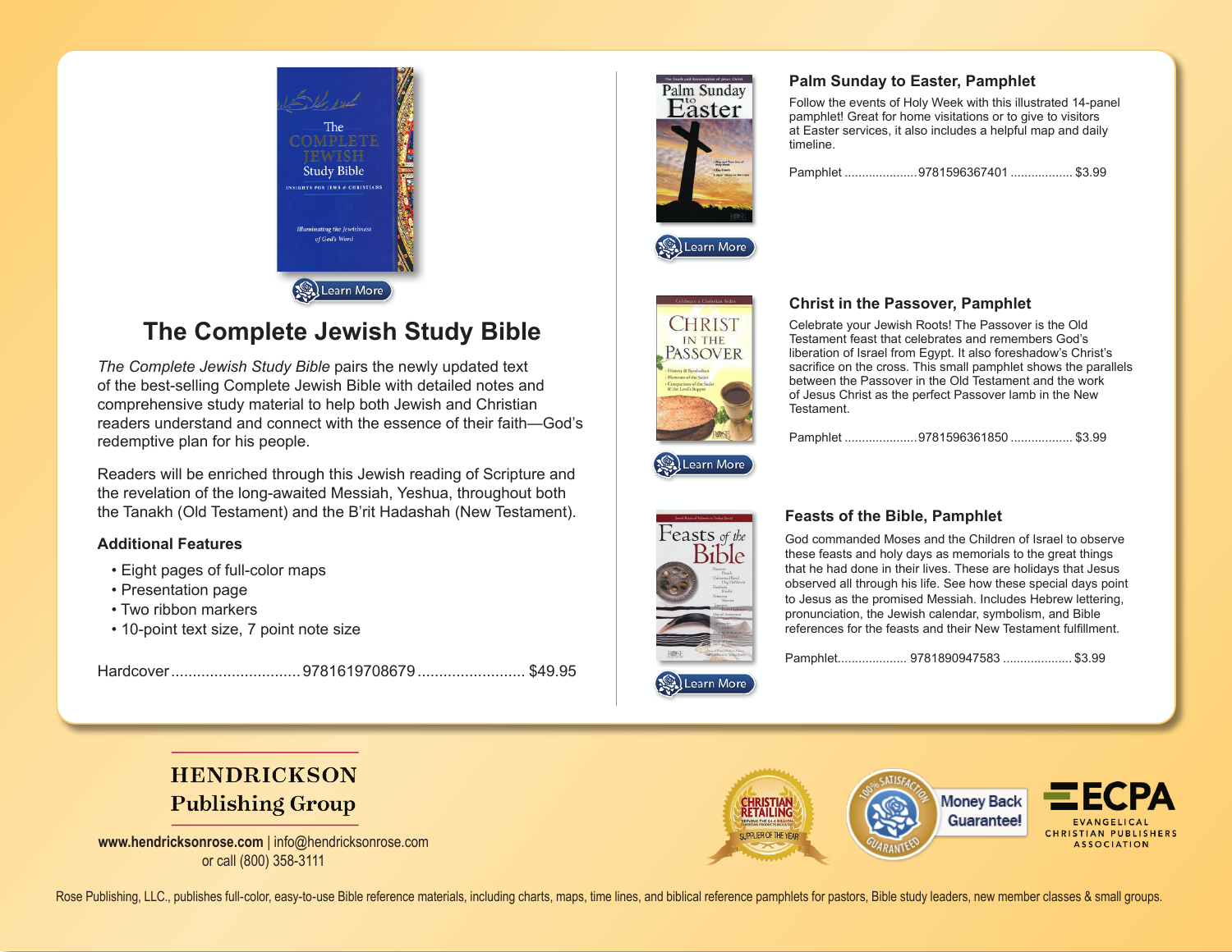Learn More

# The Complete Jewish Study Bible

*The Complete Jewish Study Bible* pairs the newly updated text of the best-selling Complete Jewish Bible with detailed notes and comprehensive study material to help both Jewish and Christian readers understand and connect with the essence of their faith—God's redemptive plan for his people.

Readers will be enriched through this Jewish reading of Scripture and the revelation of the long-awaited Messiah, Yeshua, throughout both the Tanakh (Old Testament) and the B'rit Hadashah (New Testament).

### Additional Features

- Eight pages of full-color maps
- Presentation page
- Two ribbon markers
- 10-point text size, 7 point note size

Hardcover .............................. 9781619708679 ......................... $49.95

## Palm Sunday to Easter, Pamphlet

Follow the events of Holy Week with this illustrated 14-panel pamphlet! Great for home visitations or to give to visitors at Easter services, it also includes a helpful map and daily timeline.

Pamphlet ..................... 9781596367401 .................. $3.99

Learn More

## Christ in the Passover, Pamphlet

Celebrate your Jewish Roots! The Passover is the Old Testament feast that celebrates and remembers God's liberation of Israel from Egypt. It also foreshadow's Christ's sacrifice on the cross. This small pamphlet shows the parallels between the Passover in the Old Testament and the work of Jesus Christ as the perfect Passover lamb in the New Testament.

Pamphlet ..................... 9781596361850 .................. $3.99

Learn More

## Feasts of the Bible, Pamphlet

God commanded Moses and the Children of Israel to observe these feasts and holy days as memorials to the great things that he had done in their lives. These are holidays that Jesus observed all through his life. See how these special days point to Jesus as the promised Messiah. Includes Hebrew lettering, pronunciation, the Jewish calendar, symbolism, and Bible references for the feasts and their New Testament fulfillment.

Pamphlet.................... 9781890947583 .................... $3.99

Learn More

**HENDRICKSON Publishing Group**

**www.hendricksonrose.com** | info@hendricksonrose.com
or call (800) 358-3111

Money Back Guarantee!

ECPA Evangelical Christian Publishers Association

Rose Publishing, LLC., publishes full-color, easy-to-use Bible reference materials, including charts, maps, time lines, and biblical reference pamphlets for pastors, Bible study leaders, new member classes & small groups.